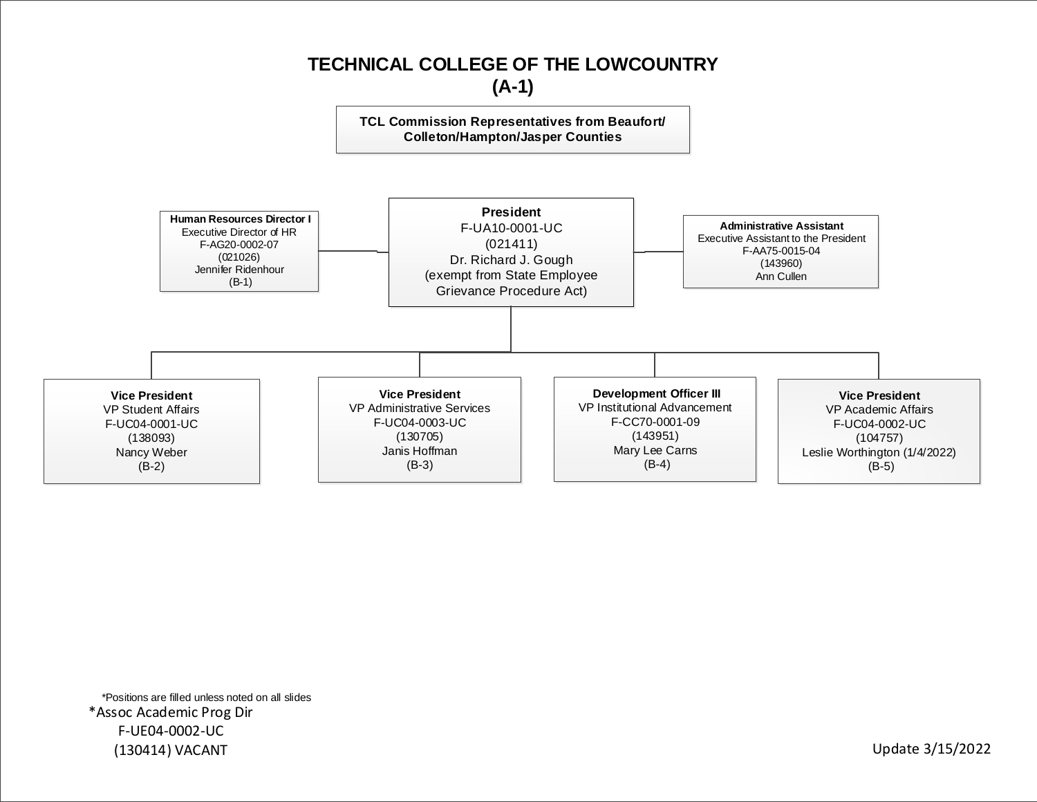# TECHNICAL COLLEGE OF THE LOWCOUNTRY

## (A-1)

**TCL Commission Representatives from Beaufort/ Colleton/Hampton/Jasper Counties**

**President**
F-UA10-0001-UC
(021411)
Dr. Richard J. Gough
(exempt from State Employee Grievance Procedure Act)

**Human Resources Director I**
Executive Director of HR
F-AG20-0002-07
(021026)
Jennifer Ridenhour
(B-1)

**Administrative Assistant**
Executive Assistant to the President
F-AA75-0015-04
(143960)
Ann Cullen

**Vice President**
VP Student Affairs
F-UC04-0001-UC
(138093)
Nancy Weber
(B-2)

**Vice President**
VP Administrative Services
F-UC04-0003-UC
(130705)
Janis Hoffman
(B-3)

**Development Officer III**
VP Institutional Advancement
F-CC70-0001-09
(143951)
Mary Lee Carns
(B-4)

**Vice President**
VP Academic Affairs
F-UC04-0002-UC
(104757)
Leslie Worthington (1/4/2022)
(B-5)

*Positions are filled unless noted on all slides

*Assoc Academic Prog Dir
F-UE04-0002-UC
(130414) VACANT

Update 3/15/2022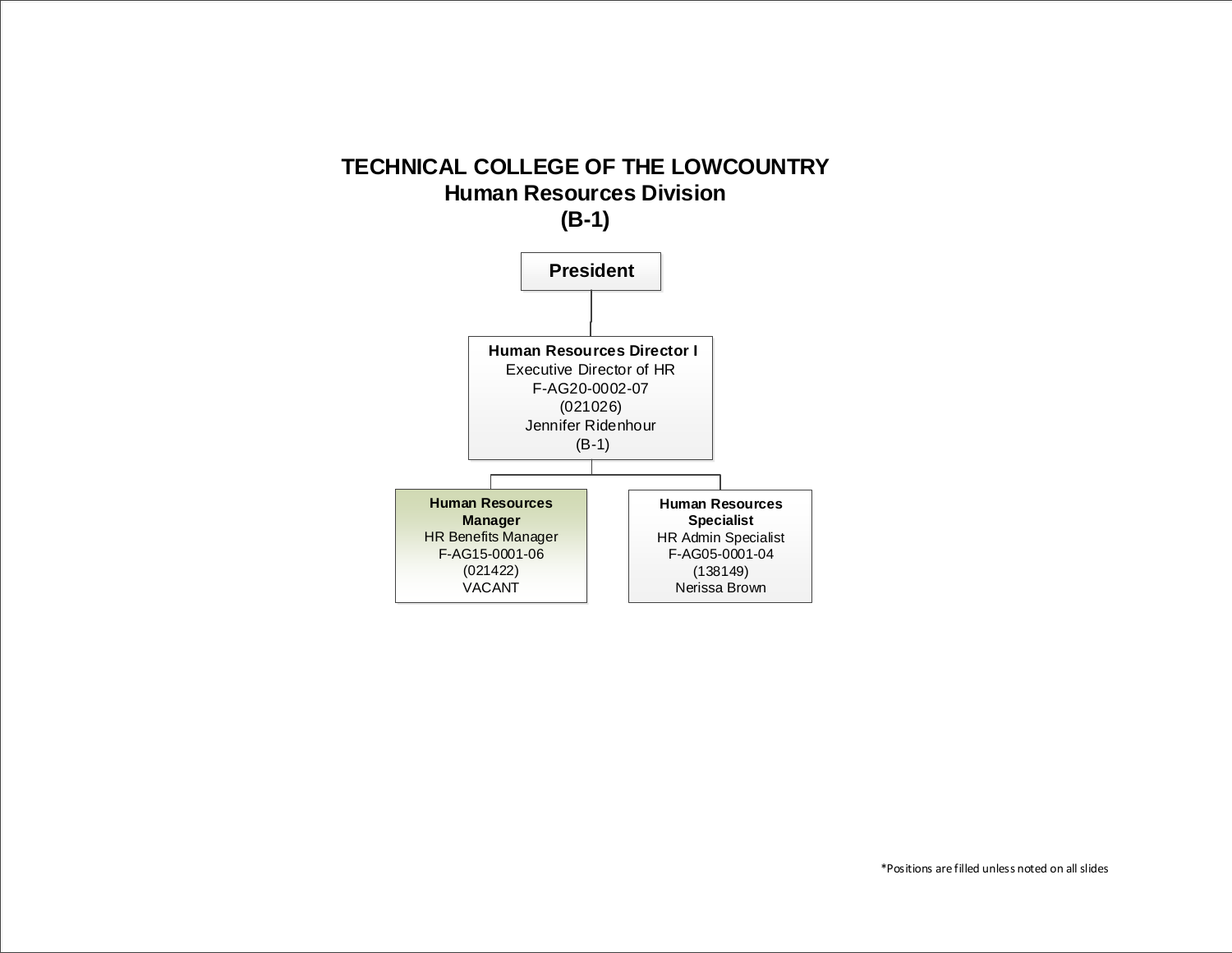# TECHNICAL COLLEGE OF THE LOWCOUNTRY
## Human Resources Division
## (B-1)

**President**

- **Human Resources Director I**
  Executive Director of HR
  F-AG20-0002-07
  (021026)
  Jennifer Ridenhour
  (B-1)

  - **Human Resources Manager**
    HR Benefits Manager
    F-AG15-0001-06
    (021422)
    VACANT

  - **Human Resources Specialist**
    HR Admin Specialist
    F-AG05-0001-04
    (138149)
    Nerissa Brown

*Positions are filled unless noted on all slides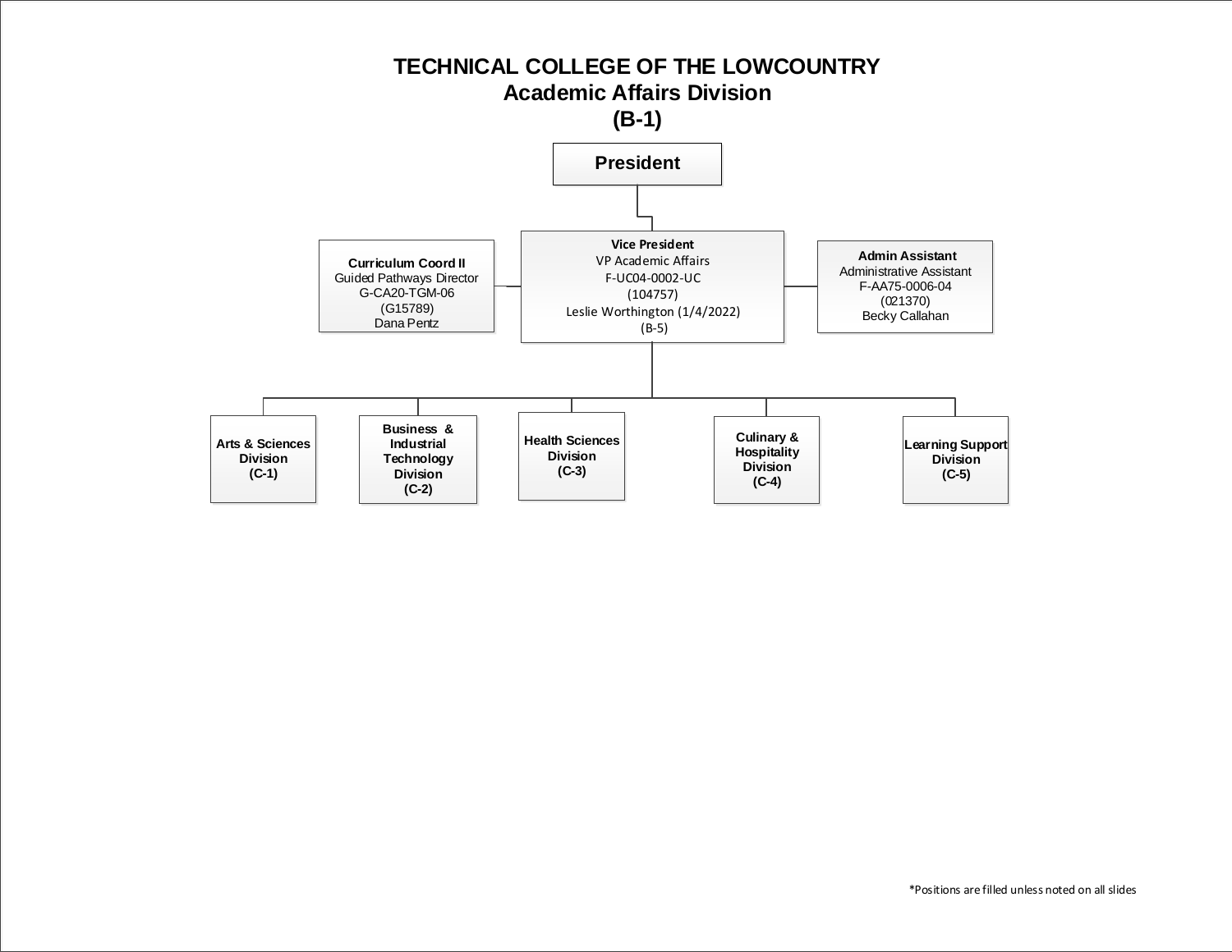# TECHNICAL COLLEGE OF THE LOWCOUNTRY
## Academic Affairs Division
## (B-1)

**President**

**Vice President**
VP Academic Affairs
F-UC04-0002-UC
(104757)
Leslie Worthington (1/4/2022)
(B-5)

**Curriculum Coord II**
Guided Pathways Director
G-CA20-TGM-06
(G15789)
Dana Pentz

**Admin Assistant**
Administrative Assistant
F-AA75-0006-04
(021370)
Becky Callahan

- **Arts & Sciences Division (C-1)**
- **Business & Industrial Technology Division (C-2)**
- **Health Sciences Division (C-3)**
- **Culinary & Hospitality Division (C-4)**
- **Learning Support Division (C-5)**

*Positions are filled unless noted on all slides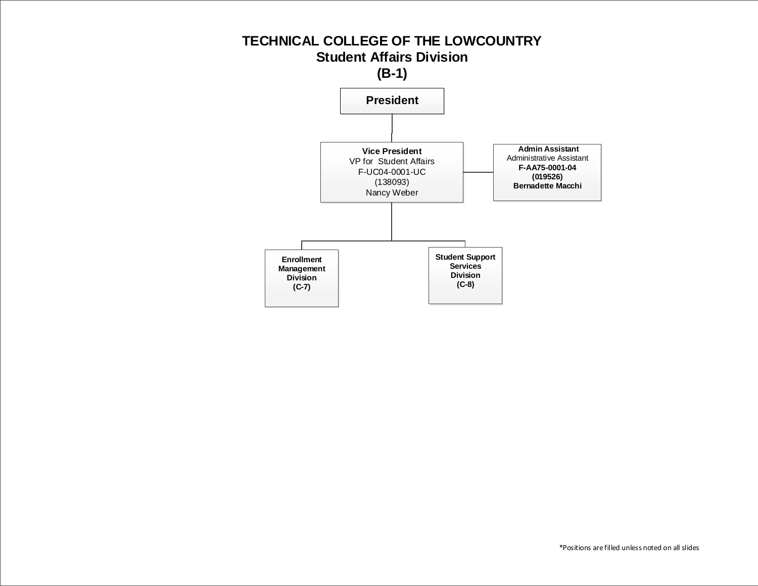# TECHNICAL COLLEGE OF THE LOWCOUNTRY
## Student Affairs Division
## (B-1)

**President**

- **Vice President**
  VP for Student Affairs
  F-UC04-0001-UC
  (138093)
  Nancy Weber
  - **Admin Assistant**
    Administrative Assistant
    **F-AA75-0001-04**
    **(019526)**
    **Bernadette Macchi**
  - **Enrollment Management Division (C-7)**
  - **Student Support Services Division (C-8)**

*Positions are filled unless noted on all slides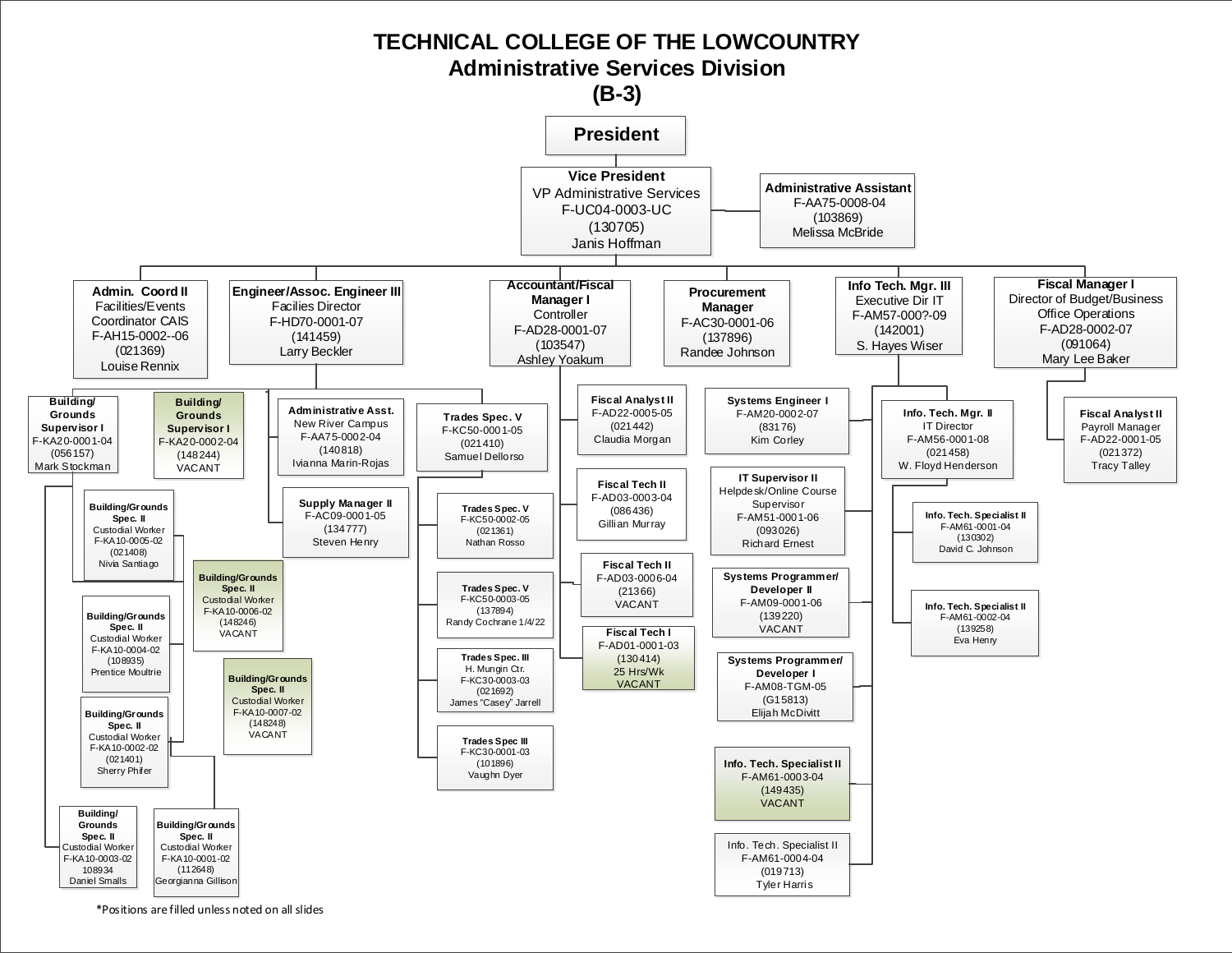# TECHNICAL COLLEGE OF THE LOWCOUNTRY
## Administrative Services Division
## (B-3)

**President**

- **Vice President** – VP Administrative Services, F-UC04-0003-UC (130705), Janis Hoffman
  - **Administrative Assistant** – F-AA75-0008-04 (103869), Melissa McBride
  - **Admin. Coord II** – Facilities/Events Coordinator CAIS, F-AH15-0002--06 (021369), Louise Rennix
  - **Engineer/Assoc. Engineer III** – Facilies Director, F-HD70-0001-07 (141459), Larry Beckler
    - **Building/Grounds Supervisor I** – F-KA20-0001-04 (056157), Mark Stockman
      - **Building/Grounds Spec. II** – Custodial Worker, F-KA10-0005-02 (021408), Nivia Santiago
      - **Building/Grounds Spec. II** – Custodial Worker, F-KA10-0006-02 (148246), VACANT
      - **Building/Grounds Spec. II** – Custodial Worker, F-KA10-0004-02 (108935), Prentice Moultrie
      - **Building/Grounds Spec. II** – Custodial Worker, F-KA10-0007-02 (148248), VACANT
      - **Building/Grounds Spec. II** – Custodial Worker, F-KA10-0002-02 (021401), Sherry Phifer
      - **Building/Grounds Spec. II** – Custodial Worker, F-KA10-0003-02, 108934, Daniel Smalls
      - **Building/Grounds Spec. II** – Custodial Worker, F-KA10-0001-02 (112648), Georgianna Gillison
    - **Building/Grounds Supervisor I** – F-KA20-0002-04 (148244), VACANT
    - **Administrative Asst.** – New River Campus, F-AA75-0002-04 (140818), Ivianna Marin-Rojas
    - **Supply Manager II** – F-AC09-0001-05 (134777), Steven Henry
    - **Trades Spec. V** – F-KC50-0001-05 (021410), Samuel Dellorso
      - **Trades Spec. V** – F-KC50-0002-05 (021361), Nathan Rosso
      - **Trades Spec. V** – F-KC50-0003-05 (137894), Randy Cochrane 1/4/22
      - **Trades Spec. III** – H. Mungin Ctr., F-KC30-0003-03 (021692), James "Casey" Jarrell
      - **Trades Spec III** – F-KC30-0001-03 (101896), Vaughn Dyer
  - **Accountant/Fiscal Manager I** – Controller, F-AD28-0001-07 (103547), Ashley Yoakum
    - **Fiscal Analyst II** – F-AD22-0005-05 (021442), Claudia Morgan
    - **Fiscal Tech II** – F-AD03-0003-04 (086436), Gillian Murray
    - **Fiscal Tech II** – F-AD03-0006-04 (21366), VACANT
    - **Fiscal Tech I** – F-AD01-0001-03 (130414), 25 Hrs/Wk, VACANT
  - **Procurement Manager** – F-AC30-0001-06 (137896), Randee Johnson
  - **Info Tech. Mgr. III** – Executive Dir IT, F-AM57-000?-09 (142001), S. Hayes Wiser
    - **Systems Engineer I** – F-AM20-0002-07 (83176), Kim Corley
    - **IT Supervisor II** – Helpdesk/Online Course Supervisor, F-AM51-0001-06 (093026), Richard Ernest
    - **Systems Programmer/Developer II** – F-AM09-0001-06 (139220), VACANT
    - **Systems Programmer/Developer I** – F-AM08-TGM-05 (G15813), Elijah McDivitt
    - **Info. Tech. Specialist II** – F-AM61-0003-04 (149435), VACANT
    - Info. Tech. Specialist II – F-AM61-0004-04 (019713), Tyler Harris
    - **Info. Tech. Mgr. II** – IT Director, F-AM56-0001-08 (021458), W. Floyd Henderson
      - **Info. Tech. Specialist II** – F-AM61-0001-04 (130302), David C. Johnson
      - **Info. Tech. Specialist II** – F-AM61-0002-04 (139258), Eva Henry
  - **Fiscal Manager I** – Director of Budget/Business Office Operations, F-AD28-0002-07 (091064), Mary Lee Baker
    - **Fiscal Analyst II** – Payroll Manager, F-AD22-0001-05 (021372), Tracy Talley

*Positions are filled unless noted on all slides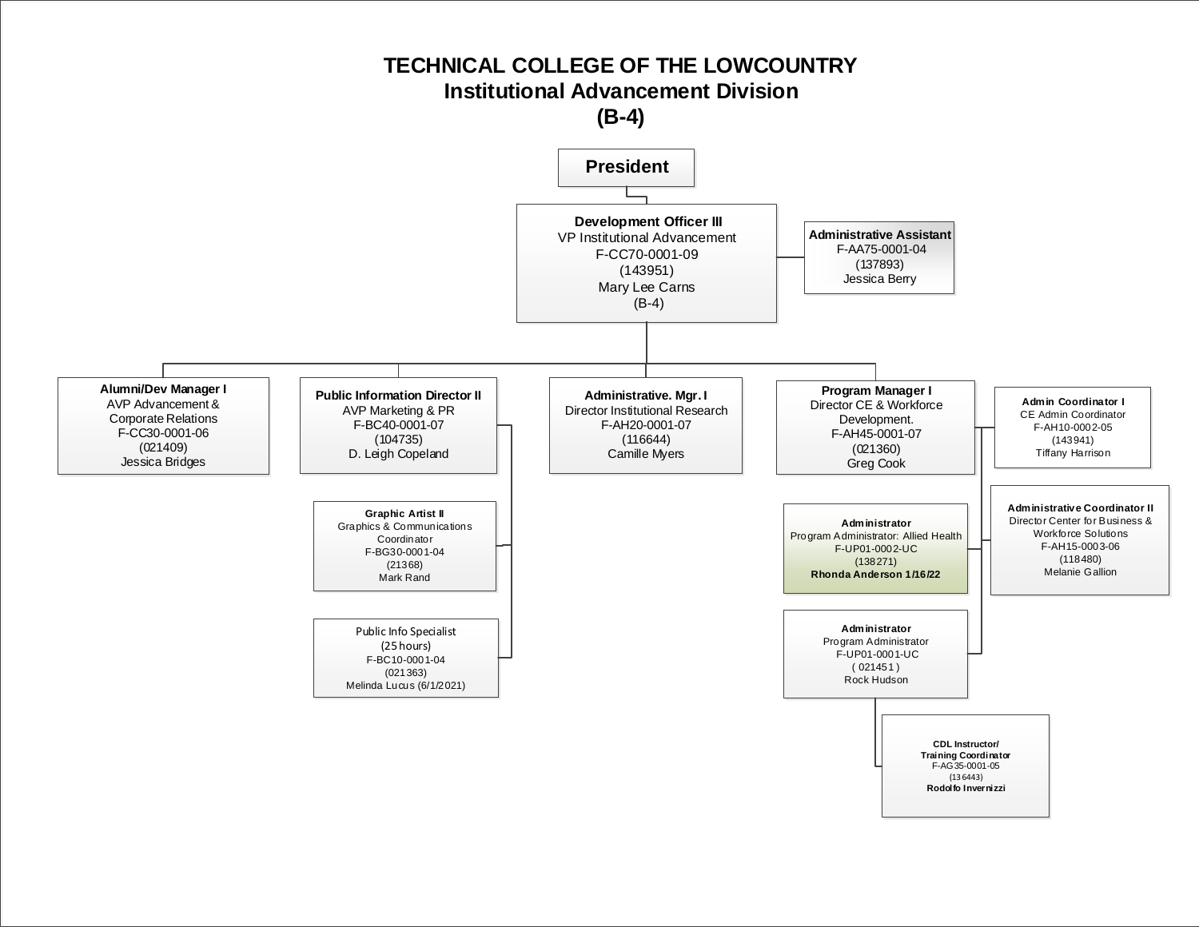# TECHNICAL COLLEGE OF THE LOWCOUNTRY
## Institutional Advancement Division
## (B-4)

**President**

- **Development Officer III**
  VP Institutional Advancement
  F-CC70-0001-09
  (143951)
  Mary Lee Carns
  (B-4)
  - **Administrative Assistant**
    F-AA75-0001-04
    (137893)
    Jessica Berry
  - **Alumni/Dev Manager I**
    AVP Advancement & Corporate Relations
    F-CC30-0001-06
    (021409)
    Jessica Bridges
  - **Public Information Director II**
    AVP Marketing & PR
    F-BC40-0001-07
    (104735)
    D. Leigh Copeland
    - **Graphic Artist II**
      Graphics & Communications Coordinator
      F-BG30-0001-04
      (21368)
      Mark Rand
    - Public Info Specialist
      (25 hours)
      F-BC10-0001-04
      (021363)
      Melinda Lucus (6/1/2021)
  - **Administrative. Mgr. I**
    Director Institutional Research
    F-AH20-0001-07
    (116644)
    Camille Myers
  - **Program Manager I**
    Director CE & Workforce Development.
    F-AH45-0001-07
    (021360)
    Greg Cook
    - **Admin Coordinator I**
      CE Admin Coordinator
      F-AH10-0002-05
      (143941)
      Tiffany Harrison
    - **Administrative Coordinator II**
      Director Center for Business & Workforce Solutions
      F-AH15-0003-06
      (118480)
      Melanie Gallion
    - **Administrator**
      Program Administrator: Allied Health
      F-UP01-0002-UC
      (138271)
      **Rhonda Anderson 1/16/22**
    - **Administrator**
      Program Administrator
      F-UP01-0001-UC
      ( 021451 )
      Rock Hudson
      - **CDL Instructor/ Training Coordinator**
        F-AG35-0001-05
        (136443)
        **Rodolfo Invernizzi**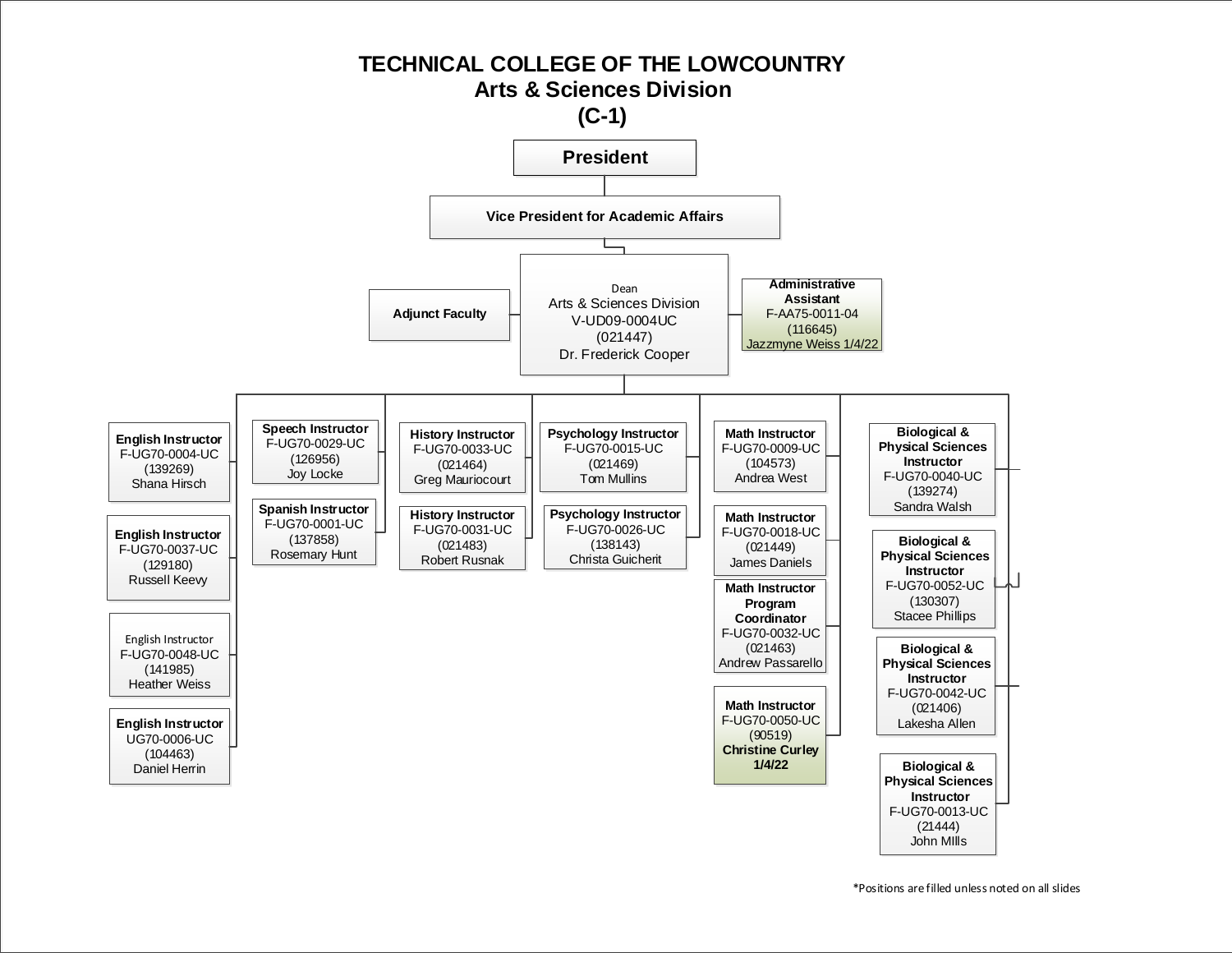# TECHNICAL COLLEGE OF THE LOWCOUNTRY
## Arts & Sciences Division
## (C-1)

**President**

**Vice President for Academic Affairs**

Dean
Arts & Sciences Division
V-UD09-0004UC
(021447)
Dr. Frederick Cooper

**Adjunct Faculty**

**Administrative Assistant**
F-AA75-0011-04
(116645)
Jazzmyne Weiss 1/4/22

**English Instructor**
F-UG70-0004-UC
(139269)
Shana Hirsch

**English Instructor**
F-UG70-0037-UC
(129180)
Russell Keevy

English Instructor
F-UG70-0048-UC
(141985)
Heather Weiss

**English Instructor**
UG70-0006-UC
(104463)
Daniel Herrin

**Speech Instructor**
F-UG70-0029-UC
(126956)
Joy Locke

**Spanish Instructor**
F-UG70-0001-UC
(137858)
Rosemary Hunt

**History Instructor**
F-UG70-0033-UC
(021464)
Greg Mauriocourt

**History Instructor**
F-UG70-0031-UC
(021483)
Robert Rusnak

**Psychology Instructor**
F-UG70-0015-UC
(021469)
Tom Mullins

**Psychology Instructor**
F-UG70-0026-UC
(138143)
Christa Guicherit

**Math Instructor**
F-UG70-0009-UC
(104573)
Andrea West

**Math Instructor**
F-UG70-0018-UC
(021449)
James Daniels

**Math Instructor Program Coordinator**
F-UG70-0032-UC
(021463)
Andrew Passarello

**Math Instructor**
F-UG70-0050-UC
(90519)
**Christine Curley 1/4/22**

**Biological & Physical Sciences Instructor**
F-UG70-0040-UC
(139274)
Sandra Walsh

**Biological & Physical Sciences Instructor**
F-UG70-0052-UC
(130307)
Stacee Phillips

**Biological & Physical Sciences Instructor**
F-UG70-0042-UC
(021406)
Lakesha Allen

**Biological & Physical Sciences Instructor**
F-UG70-0013-UC
(21444)
John MIlls

*Positions are filled unless noted on all slides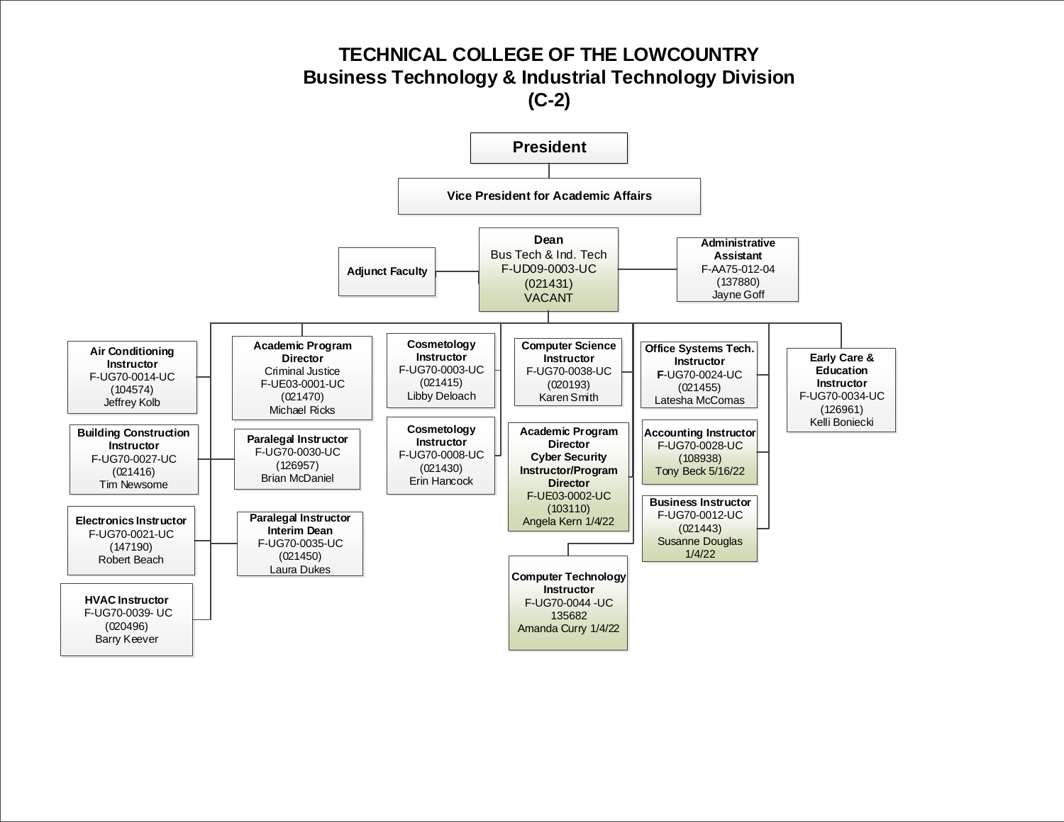# TECHNICAL COLLEGE OF THE LOWCOUNTRY
## Business Technology & Industrial Technology Division
## (C-2)

**President**

**Vice President for Academic Affairs**

**Dean**
Bus Tech & Ind. Tech
F-UD09-0003-UC
(021431)
VACANT

**Adjunct Faculty**

**Administrative Assistant**
F-AA75-012-04
(137880)
Jayne Goff

**Air Conditioning Instructor**
F-UG70-0014-UC
(104574)
Jeffrey Kolb

**Building Construction Instructor**
F-UG70-0027-UC
(021416)
Tim Newsome

**Electronics Instructor**
F-UG70-0021-UC
(147190)
Robert Beach

**HVAC Instructor**
F-UG70-0039- UC
(020496)
Barry Keever

**Academic Program Director**
Criminal Justice
F-UE03-0001-UC
(021470)
Michael Ricks

**Paralegal Instructor**
F-UG70-0030-UC
(126957)
Brian McDaniel

**Paralegal Instructor Interim Dean**
F-UG70-0035-UC
(021450)
Laura Dukes

**Cosmetology Instructor**
F-UG70-0003-UC
(021415)
Libby Deloach

**Cosmetology Instructor**
F-UG70-0008-UC
(021430)
Erin Hancock

**Computer Science Instructor**
F-UG70-0038-UC
(020193)
Karen Smith

**Academic Program Director Cyber Security Instructor/Program Director**
F-UE03-0002-UC
(103110)
Angela Kern 1/4/22

**Computer Technology Instructor**
F-UG70-0044 -UC
135682
Amanda Curry 1/4/22

**Office Systems Tech. Instructor**
F-UG70-0024-UC
(021455)
Latesha McComas

**Accounting Instructor**
F-UG70-0028-UC
(108938)
Tony Beck 5/16/22

**Business Instructor**
F-UG70-0012-UC
(021443)
Susanne Douglas
1/4/22

**Early Care & Education Instructor**
F-UG70-0034-UC
(126961)
Kelli Boniecki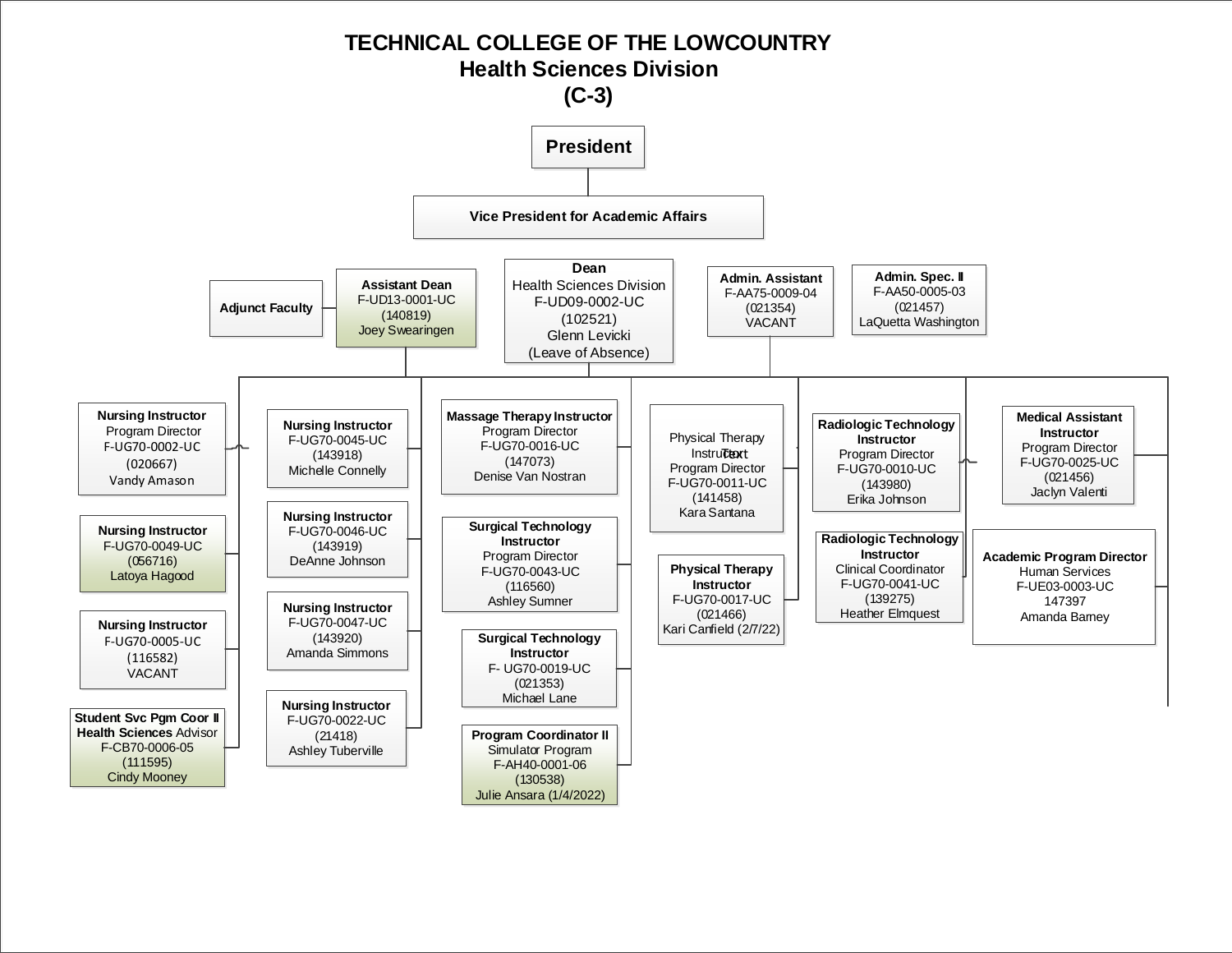# TECHNICAL COLLEGE OF THE LOWCOUNTRY
## Health Sciences Division
## (C-3)

**President**

**Vice President for Academic Affairs**

**Adjunct Faculty**

**Assistant Dean**
F-UD13-0001-UC
(140819)
Joey Swearingen

**Dean**
Health Sciences Division
F-UD09-0002-UC
(102521)
Glenn Levicki
(Leave of Absence)

**Admin. Assistant**
F-AA75-0009-04
(021354)
VACANT

**Admin. Spec. II**
F-AA50-0005-03
(021457)
LaQuetta Washington

**Nursing Instructor**
Program Director
F-UG70-0002-UC
(020667)
Vandy Amason

**Nursing Instructor**
F-UG70-0049-UC
(056716)
Latoya Hagood

**Nursing Instructor**
F-UG70-0005-UC
(116582)
VACANT

**Student Svc Pgm Coor II**
**Health Sciences** Advisor
F-CB70-0006-05
(111595)
Cindy Mooney

**Nursing Instructor**
F-UG70-0045-UC
(143918)
Michelle Connelly

**Nursing Instructor**
F-UG70-0046-UC
(143919)
DeAnne Johnson

**Nursing Instructor**
F-UG70-0047-UC
(143920)
Amanda Simmons

**Nursing Instructor**
F-UG70-0022-UC
(21418)
Ashley Tuberville

**Massage Therapy Instructor**
Program Director
F-UG70-0016-UC
(147073)
Denise Van Nostran

**Surgical Technology Instructor**
Program Director
F-UG70-0043-UC
(116560)
Ashley Sumner

**Surgical Technology Instructor**
F- UG70-0019-UC
(021353)
Michael Lane

**Program Coordinator II**
Simulator Program
F-AH40-0001-06
(130538)
Julie Ansara (1/4/2022)

Physical Therapy Instructor
Program Director
F-UG70-0011-UC
(141458)
Kara Santana

**Physical Therapy Instructor**
F-UG70-0017-UC
(021466)
Kari Canfield (2/7/22)

**Radiologic Technology Instructor**
Program Director
F-UG70-0010-UC
(143980)
Erika Johnson

**Radiologic Technology Instructor**
Clinical Coordinator
F-UG70-0041-UC
(139275)
Heather Elmquest

**Medical Assistant Instructor**
Program Director
F-UG70-0025-UC
(021456)
Jaclyn Valenti

**Academic Program Director**
Human Services
F-UE03-0003-UC
147397
Amanda Barney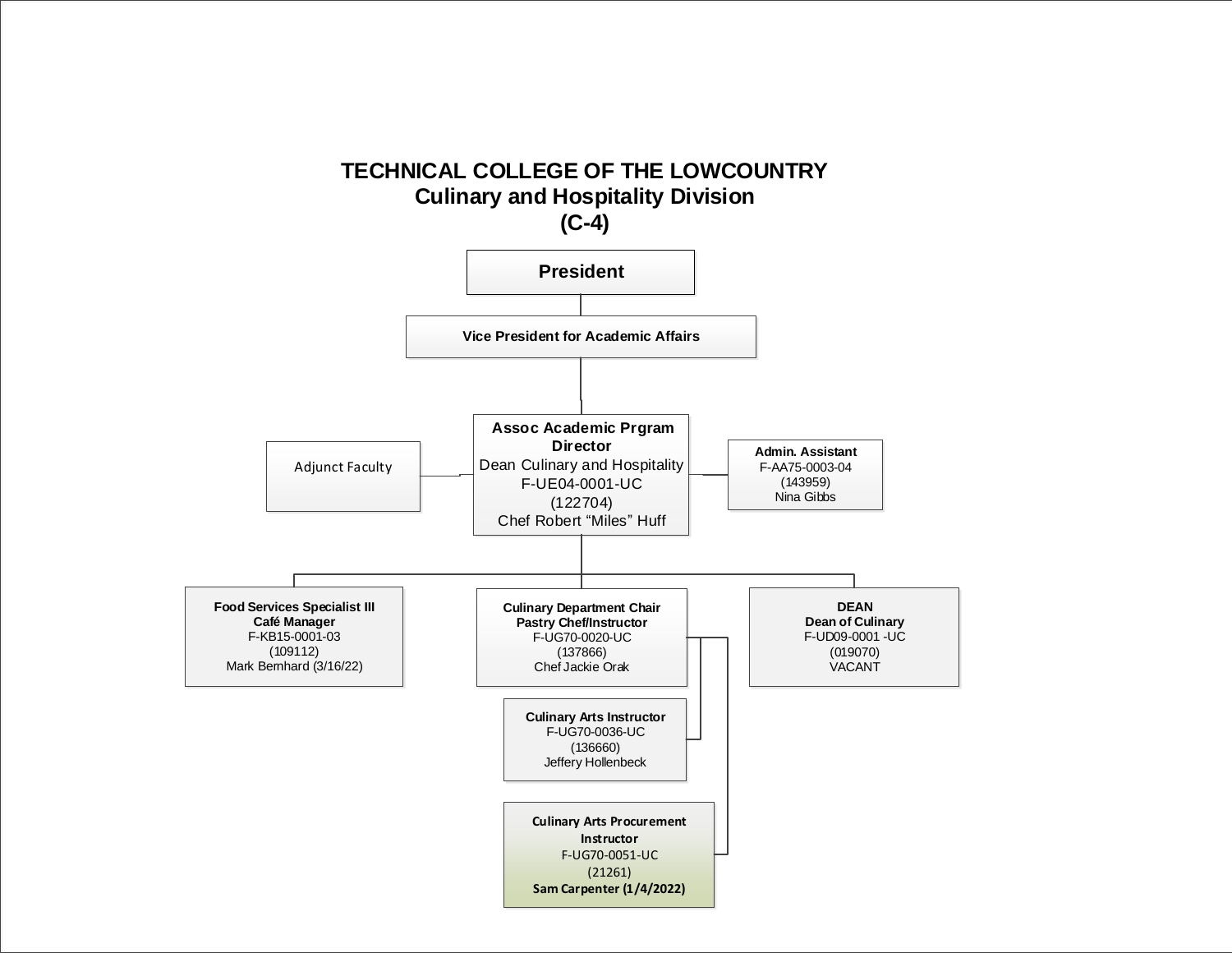# TECHNICAL COLLEGE OF THE LOWCOUNTRY
## Culinary and Hospitality Division
## (C-4)

**President**

**Vice President for Academic Affairs**

**Assoc Academic Prgram Director**
Dean Culinary and Hospitality
F-UE04-0001-UC
(122704)
Chef Robert "Miles" Huff

Adjunct Faculty

**Admin. Assistant**
F-AA75-0003-04
(143959)
Nina Gibbs

**Food Services Specialist III**
**Café Manager**
F-KB15-0001-03
(109112)
Mark Bernhard (3/16/22)

**Culinary Department Chair**
**Pastry Chef/Instructor**
F-UG70-0020-UC
(137866)
Chef Jackie Orak

**DEAN**
**Dean of Culinary**
F-UD09-0001 -UC
(019070)
VACANT

**Culinary Arts Instructor**
F-UG70-0036-UC
(136660)
Jeffery Hollenbeck

**Culinary Arts Procurement Instructor**
F-UG70-0051-UC
(21261)
**Sam Carpenter (1/4/2022)**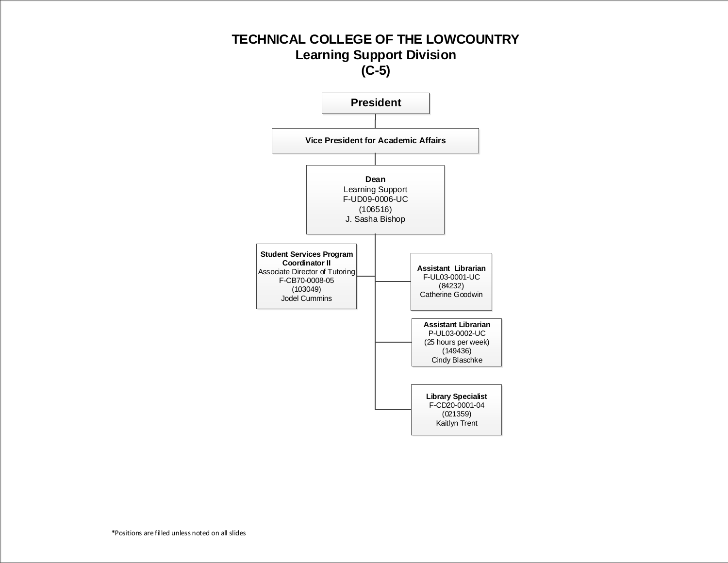# TECHNICAL COLLEGE OF THE LOWCOUNTRY
## Learning Support Division
## (C-5)

**President**

**Vice President for Academic Affairs**

**Dean**
Learning Support
F-UD09-0006-UC
(106516)
J. Sasha Bishop

**Student Services Program Coordinator II**
Associate Director of Tutoring
F-CB70-0008-05
(103049)
Jodel Cummins

**Assistant Librarian**
F-UL03-0001-UC
(84232)
Catherine Goodwin

**Assistant Librarian**
P-UL03-0002-UC
(25 hours per week)
(149436)
Cindy Blaschke

**Library Specialist**
F-CD20-0001-04
(021359)
Kaitlyn Trent

*Positions are filled unless noted on all slides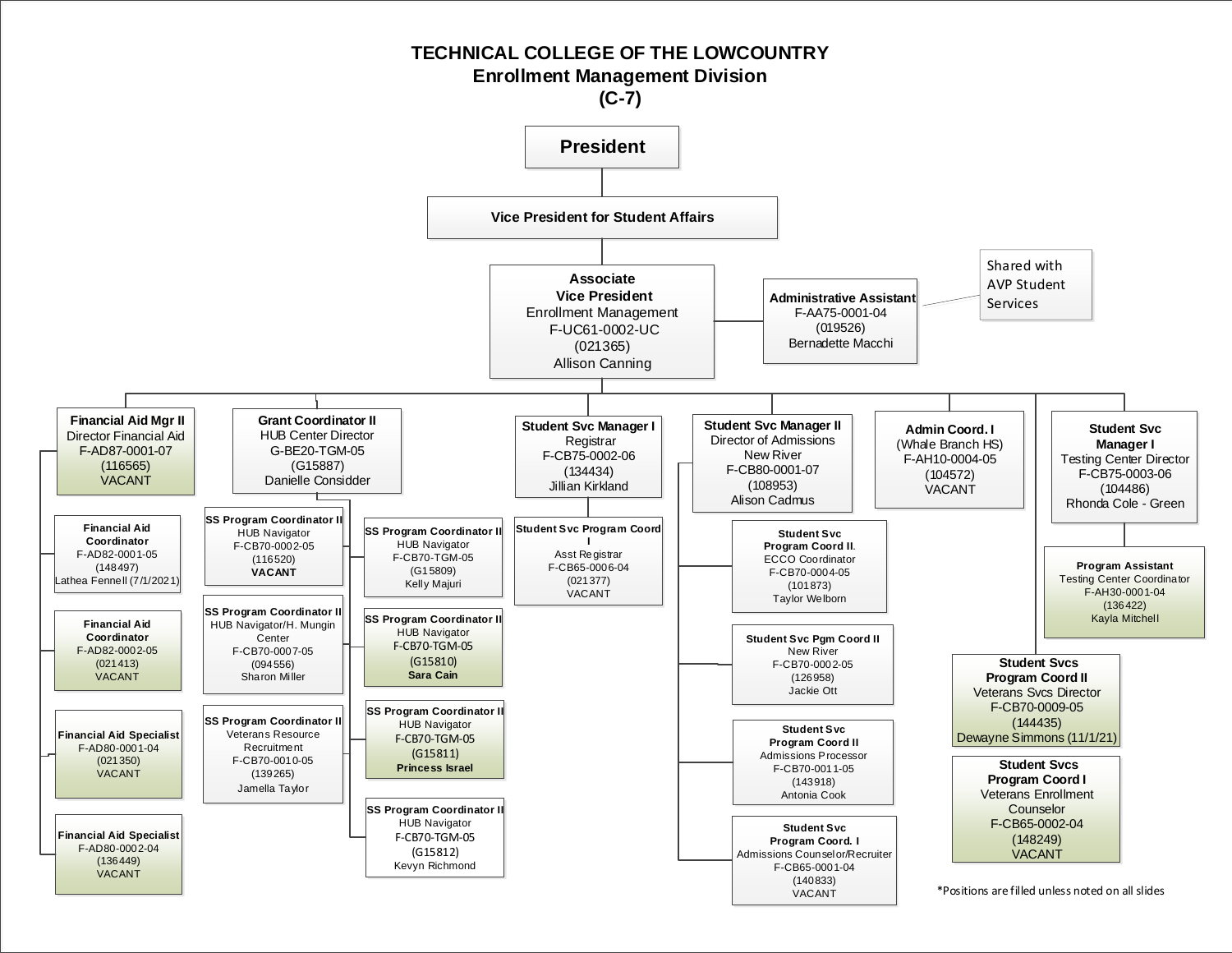# TECHNICAL COLLEGE OF THE LOWCOUNTRY
## Enrollment Management Division
## (C-7)

**President**

**Vice President for Student Affairs**

**Associate Vice President**
Enrollment Management
F-UC61-0002-UC
(021365)
Allison Canning

**Administrative Assistant**
F-AA75-0001-04
(019526)
Bernadette Macchi

Shared with AVP Student Services

---

**Financial Aid Mgr II**
Director Financial Aid
F-AD87-0001-07
(116565)
VACANT

- **Financial Aid Coordinator**
  F-AD82-0001-05
  (148497)
  Lathea Fennell (7/1/2021)
- **Financial Aid Coordinator**
  F-AD82-0002-05
  (021413)
  VACANT
- **Financial Aid Specialist**
  F-AD80-0001-04
  (021350)
  VACANT
- **Financial Aid Specialist**
  F-AD80-0002-04
  (136449)
  VACANT

**Grant Coordinator II**
HUB Center Director
G-BE20-TGM-05
(G15887)
Danielle Considder

- **SS Program Coordinator II**
  HUB Navigator
  F-CB70-0002-05
  (116520)
  **VACANT**
- **SS Program Coordinator II**
  HUB Navigator/H. Mungin Center
  F-CB70-0007-05
  (094556)
  Sharon Miller
- **SS Program Coordinator II**
  Veterans Resource Recruitment
  F-CB70-0010-05
  (139265)
  Jamella Taylor
- **SS Program Coordinator II**
  HUB Navigator
  F-CB70-TGM-05
  (G15809)
  Kelly Majuri
- **SS Program Coordinator II**
  HUB Navigator
  F-CB70-TGM-05
  (G15810)
  **Sara Cain**
- **SS Program Coordinator II**
  HUB Navigator
  F-CB70-TGM-05
  (G15811)
  **Princess Israel**
- **SS Program Coordinator II**
  HUB Navigator
  F-CB70-TGM-05
  (G15812)
  Kevyn Richmond

**Student Svc Manager I**
Registrar
F-CB75-0002-06
(134434)
Jillian Kirkland

- **Student Svc Program Coord I**
  Asst Registrar
  F-CB65-0006-04
  (021377)
  VACANT

**Student Svc Manager II**
Director of Admissions
New River
F-CB80-0001-07
(108953)
Alison Cadmus

- **Student Svc Program Coord II.**
  ECCO Coordinator
  F-CB70-0004-05
  (101873)
  Taylor Welborn
- **Student Svc Pgm Coord II**
  New River
  F-CB70-0002-05
  (126958)
  Jackie Ott
- **Student Svc Program Coord II**
  Admissions Processor
  F-CB70-0011-05
  (143918)
  Antonia Cook
- **Student Svc Program Coord. I**
  Admissions Counselor/Recruiter
  F-CB65-0001-04
  (140833)
  VACANT

**Admin Coord. I**
(Whale Branch HS)
F-AH10-0004-05
(104572)
VACANT

**Student Svcs Program Coord II**
Veterans Svcs Director
F-CB70-0009-05
(144435)
Dewayne Simmons (11/1/21)

**Student Svcs Program Coord I**
Veterans Enrollment Counselor
F-CB65-0002-04
(148249)
VACANT

**Student Svc Manager I**
Testing Center Director
F-CB75-0003-06
(104486)
Rhonda Cole - Green

- **Program Assistant**
  Testing Center Coordinator
  F-AH30-0001-04
  (136422)
  Kayla Mitchell

*Positions are filled unless noted on all slides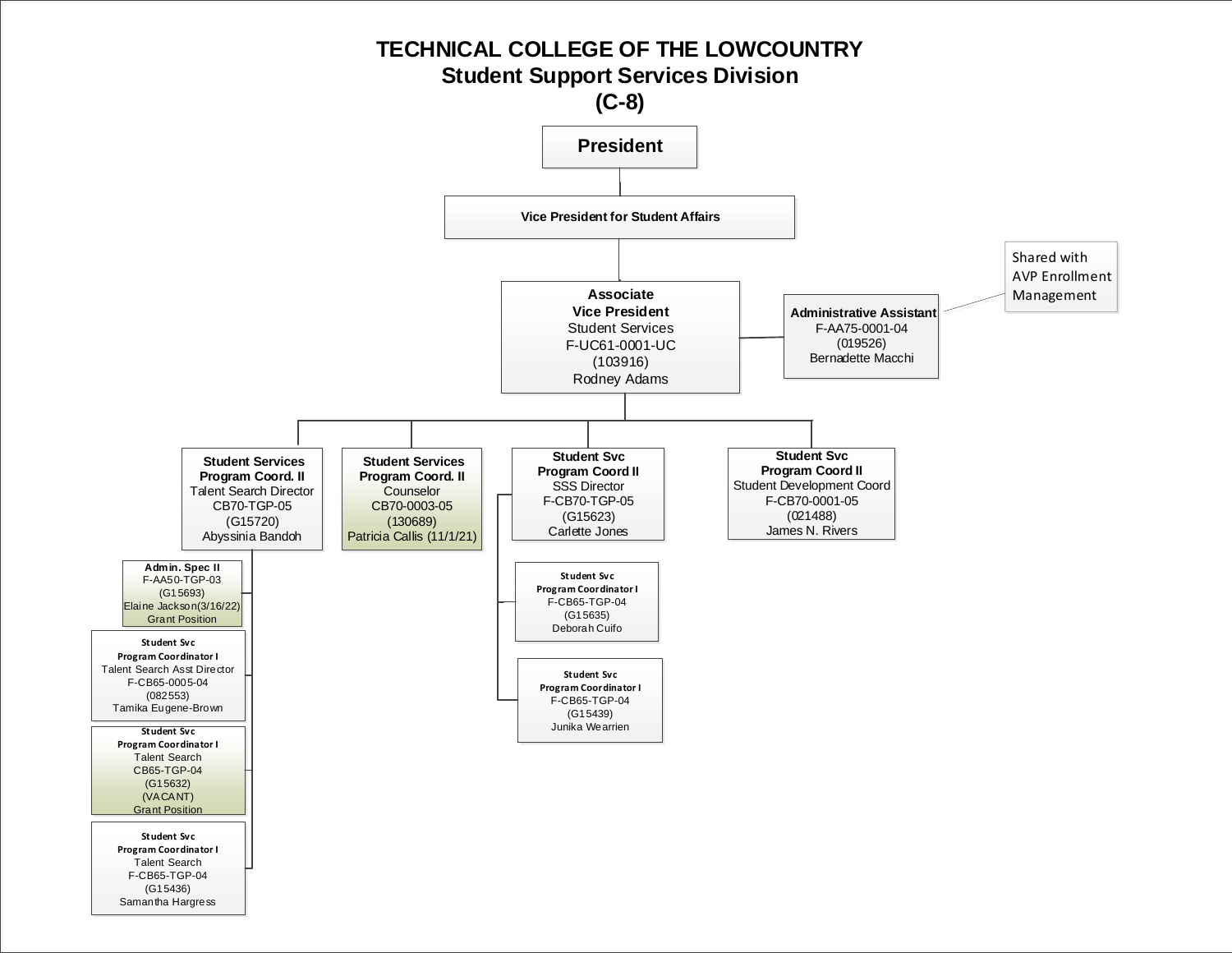# TECHNICAL COLLEGE OF THE LOWCOUNTRY
## Student Support Services Division
## (C-8)

**President**

**Vice President for Student Affairs**

**Associate Vice President**
Student Services
F-UC61-0001-UC
(103916)
Rodney Adams

**Administrative Assistant**
F-AA75-0001-04
(019526)
Bernadette Macchi

Shared with AVP Enrollment Management

**Student Services Program Coord. II**
Talent Search Director
CB70-TGP-05
(G15720)
Abyssinia Bandoh

- **Admin. Spec II**
  F-AA50-TGP-03
  (G15693)
  Elaine Jackson(3/16/22)
  Grant Position
- **Student Svc Program Coordinator I**
  Talent Search Asst Director
  F-CB65-0005-04
  (082553)
  Tamika Eugene-Brown
- **Student Svc Program Coordinator I**
  Talent Search
  CB65-TGP-04
  (G15632)
  (VACANT)
  Grant Position
- **Student Svc Program Coordinator I**
  Talent Search
  F-CB65-TGP-04
  (G15436)
  Samantha Hargress

**Student Services Program Coord. II**
Counselor
CB70-0003-05
(130689)
Patricia Callis (11/1/21)

**Student Svc Program Coord II**
SSS Director
F-CB70-TGP-05
(G15623)
Carlette Jones

- **Student Svc Program Coordinator I**
  F-CB65-TGP-04
  (G15635)
  Deborah Cuifo
- **Student Svc Program Coordinator I**
  F-CB65-TGP-04
  (G15439)
  Junika Wearrien

**Student Svc Program Coord II**
Student Development Coord
F-CB70-0001-05
(021488)
James N. Rivers